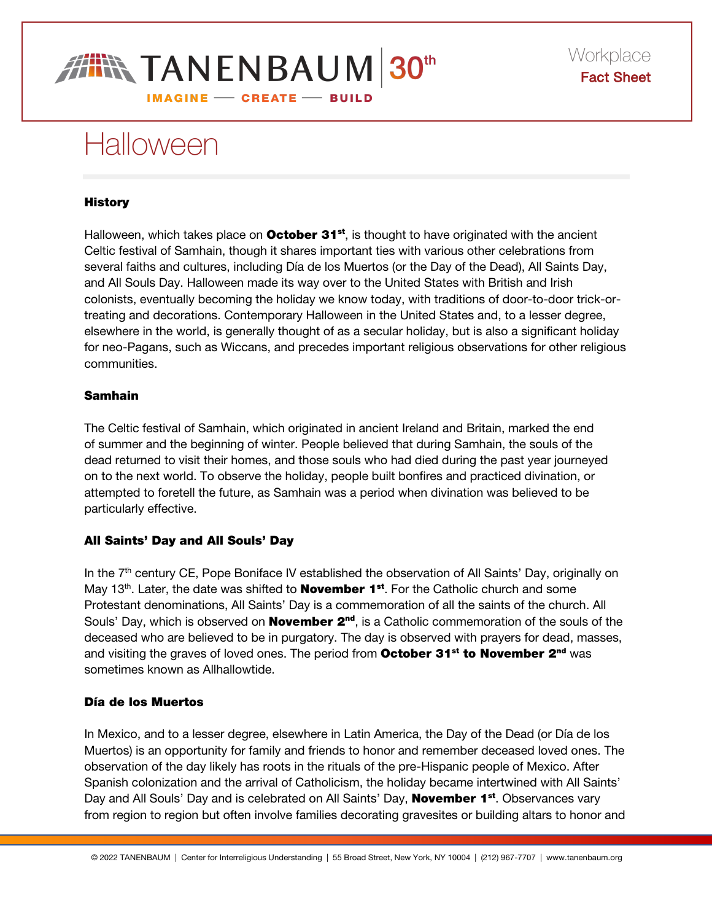# Halloween

### History

Halloween, which takes place on **October 31st**, is thought to have originated with the ancient Celtic festival of Samhain, though it shares important ties with various other celebrations from several faiths and cultures, including Día de los Muertos (or the Day of the Dead), All Saints Day, and All Souls Day. Halloween made its way over to the United States with British and Irish colonists, eventually becoming the holiday we know today, with traditions of door-to-door trick-or-treating and decorations. Contemporary Halloween in the United States and, to a lesser degree, elsewhere in the world, is generally thought of as a secular holiday, but is also a significant holiday for neo-Pagans, such as Wiccans, and precedes important religious observations for other religious communities.

### Samhain

The Celtic festival of Samhain, which originated in ancient Ireland and Britain, marked the end of summer and the beginning of winter. People believed that during Samhain, the souls of the dead returned to visit their homes, and those souls who had died during the past year journeyed on to the next world. To observe the holiday, people built bonfires and practiced divination, or attempted to foretell the future, as Samhain was a period when divination was believed to be particularly effective.

### All Saints' Day and All Souls' Day

In the 7th century CE, Pope Boniface IV established the observation of All Saints' Day, originally on May 13th. Later, the date was shifted to **November 1st**. For the Catholic church and some Protestant denominations, All Saints' Day is a commemoration of all the saints of the church. All Souls' Day, which is observed on **November 2nd**, is a Catholic commemoration of the souls of the deceased who are believed to be in purgatory. The day is observed with prayers for dead, masses, and visiting the graves of loved ones. The period from **October 31st to November 2nd** was sometimes known as Allhallowtide.

### Día de los Muertos

In Mexico, and to a lesser degree, elsewhere in Latin America, the Day of the Dead (or Día de los Muertos) is an opportunity for family and friends to honor and remember deceased loved ones. The observation of the day likely has roots in the rituals of the pre-Hispanic people of Mexico. After Spanish colonization and the arrival of Catholicism, the holiday became intertwined with All Saints' Day and All Souls' Day and is celebrated on All Saints' Day, **November 1st**. Observances vary from region to region but often involve families decorating gravesites or building altars to honor and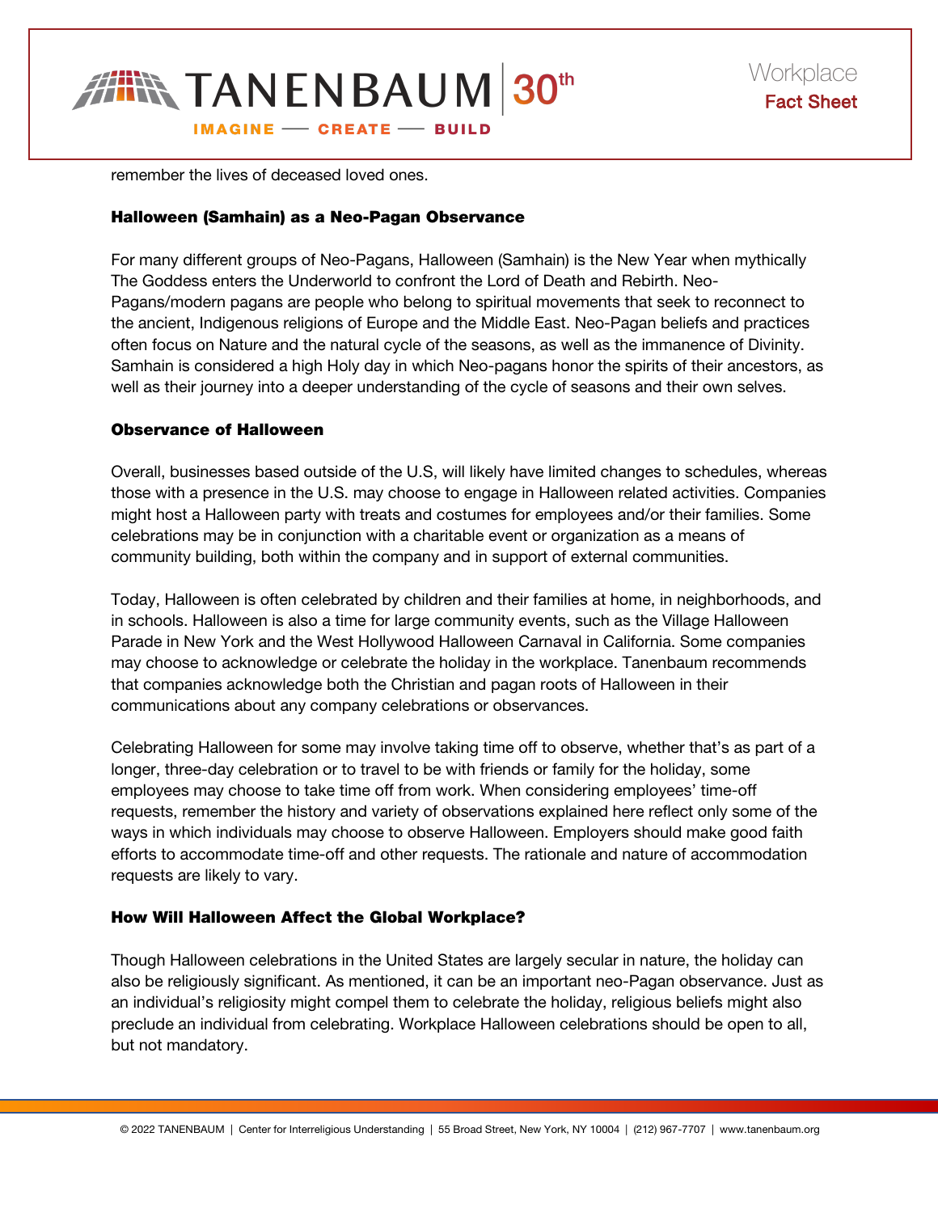remember the lives of deceased loved ones.

### Halloween (Samhain) as a Neo-Pagan Observance

For many different groups of Neo-Pagans, Halloween (Samhain) is the New Year when mythically The Goddess enters the Underworld to confront the Lord of Death and Rebirth. Neo-Pagans/modern pagans are people who belong to spiritual movements that seek to reconnect to the ancient, Indigenous religions of Europe and the Middle East. Neo-Pagan beliefs and practices often focus on Nature and the natural cycle of the seasons, as well as the immanence of Divinity. Samhain is considered a high Holy day in which Neo-pagans honor the spirits of their ancestors, as well as their journey into a deeper understanding of the cycle of seasons and their own selves.

### Observance of Halloween

Overall, businesses based outside of the U.S, will likely have limited changes to schedules, whereas those with a presence in the U.S. may choose to engage in Halloween related activities. Companies might host a Halloween party with treats and costumes for employees and/or their families. Some celebrations may be in conjunction with a charitable event or organization as a means of community building, both within the company and in support of external communities.

Today, Halloween is often celebrated by children and their families at home, in neighborhoods, and in schools. Halloween is also a time for large community events, such as the Village Halloween Parade in New York and the West Hollywood Halloween Carnaval in California. Some companies may choose to acknowledge or celebrate the holiday in the workplace. Tanenbaum recommends that companies acknowledge both the Christian and pagan roots of Halloween in their communications about any company celebrations or observances.

Celebrating Halloween for some may involve taking time off to observe, whether that's as part of a longer, three-day celebration or to travel to be with friends or family for the holiday, some employees may choose to take time off from work. When considering employees' time-off requests, remember the history and variety of observations explained here reflect only some of the ways in which individuals may choose to observe Halloween. Employers should make good faith efforts to accommodate time-off and other requests. The rationale and nature of accommodation requests are likely to vary.

### How Will Halloween Affect the Global Workplace?

Though Halloween celebrations in the United States are largely secular in nature, the holiday can also be religiously significant. As mentioned, it can be an important neo-Pagan observance. Just as an individual's religiosity might compel them to celebrate the holiday, religious beliefs might also preclude an individual from celebrating. Workplace Halloween celebrations should be open to all, but not mandatory.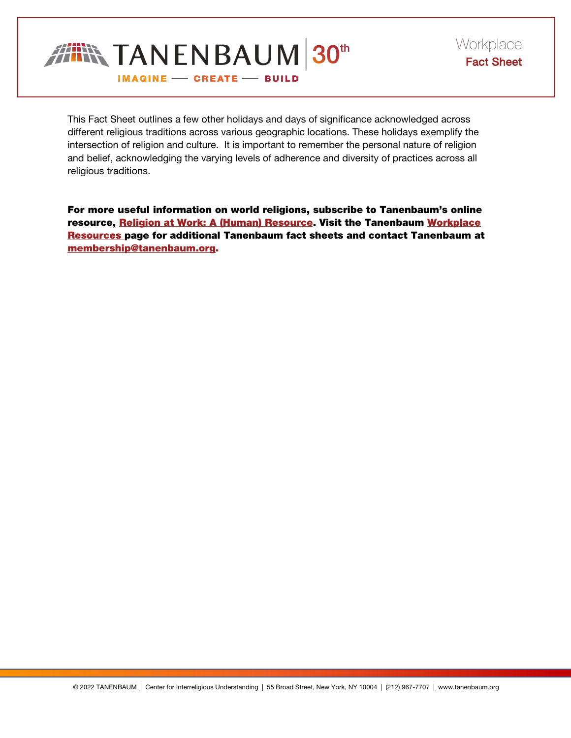This Fact Sheet outlines a few other holidays and days of significance acknowledged across different religious traditions across various geographic locations. These holidays exemplify the intersection of religion and culture. It is important to remember the personal nature of religion and belief, acknowledging the varying levels of adherence and diversity of practices across all religious traditions.

**For more useful information on world religions, subscribe to Tanenbaum's online resource, Religion at Work: A (Human) Resource. Visit the Tanenbaum Workplace Resources page for additional Tanenbaum fact sheets and contact Tanenbaum at membership@tanenbaum.org.**